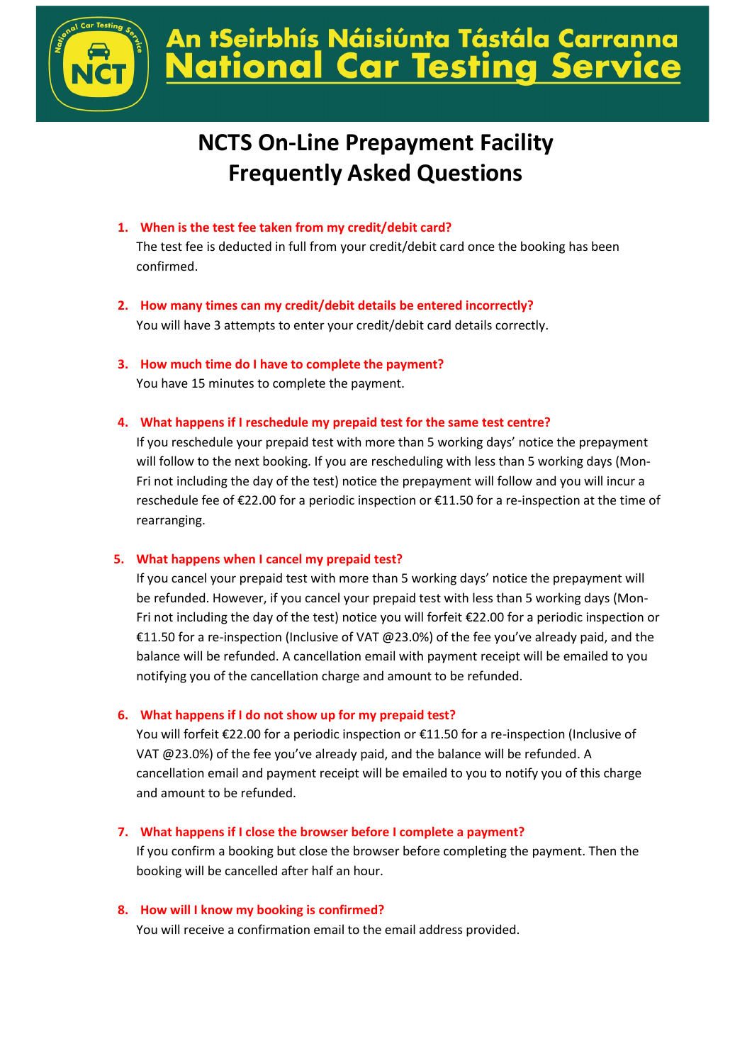# An tSeirbhís Náisiúnta Tástála Carranna
# National Car Testing Service

## NCTS On-Line Prepayment Facility
## Frequently Asked Questions

1. **When is the test fee taken from my credit/debit card?**
   The test fee is deducted in full from your credit/debit card once the booking has been confirmed.

2. **How many times can my credit/debit details be entered incorrectly?**
   You will have 3 attempts to enter your credit/debit card details correctly.

3. **How much time do I have to complete the payment?**
   You have 15 minutes to complete the payment.

4. **What happens if I reschedule my prepaid test for the same test centre?**
   If you reschedule your prepaid test with more than 5 working days' notice the prepayment will follow to the next booking. If you are rescheduling with less than 5 working days (Mon-Fri not including the day of the test) notice the prepayment will follow and you will incur a reschedule fee of €22.00 for a periodic inspection or €11.50 for a re-inspection at the time of rearranging.

5. **What happens when I cancel my prepaid test?**
   If you cancel your prepaid test with more than 5 working days' notice the prepayment will be refunded. However, if you cancel your prepaid test with less than 5 working days (Mon-Fri not including the day of the test) notice you will forfeit €22.00 for a periodic inspection or €11.50 for a re-inspection (Inclusive of VAT @23.0%) of the fee you've already paid, and the balance will be refunded. A cancellation email with payment receipt will be emailed to you notifying you of the cancellation charge and amount to be refunded.

6. **What happens if I do not show up for my prepaid test?**
   You will forfeit €22.00 for a periodic inspection or €11.50 for a re-inspection (Inclusive of VAT @23.0%) of the fee you've already paid, and the balance will be refunded. A cancellation email and payment receipt will be emailed to you to notify you of this charge and amount to be refunded.

7. **What happens if I close the browser before I complete a payment?**
   If you confirm a booking but close the browser before completing the payment. Then the booking will be cancelled after half an hour.

8. **How will I know my booking is confirmed?**
   You will receive a confirmation email to the email address provided.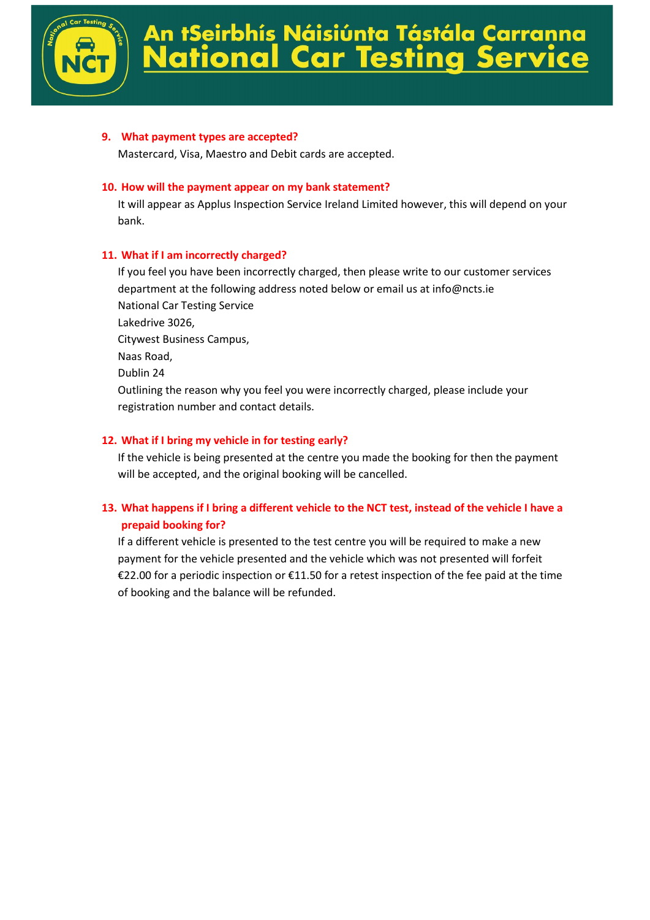**9. What payment types are accepted?**

Mastercard, Visa, Maestro and Debit cards are accepted.

**10. How will the payment appear on my bank statement?**

It will appear as Applus Inspection Service Ireland Limited however, this will depend on your bank.

**11. What if I am incorrectly charged?**

If you feel you have been incorrectly charged, then please write to our customer services department at the following address noted below or email us at info@ncts.ie

National Car Testing Service
Lakedrive 3026,
Citywest Business Campus,
Naas Road,
Dublin 24

Outlining the reason why you feel you were incorrectly charged, please include your registration number and contact details.

**12. What if I bring my vehicle in for testing early?**

If the vehicle is being presented at the centre you made the booking for then the payment will be accepted, and the original booking will be cancelled.

**13. What happens if I bring a different vehicle to the NCT test, instead of the vehicle I have a prepaid booking for?**

If a different vehicle is presented to the test centre you will be required to make a new payment for the vehicle presented and the vehicle which was not presented will forfeit €22.00 for a periodic inspection or €11.50 for a retest inspection of the fee paid at the time of booking and the balance will be refunded.